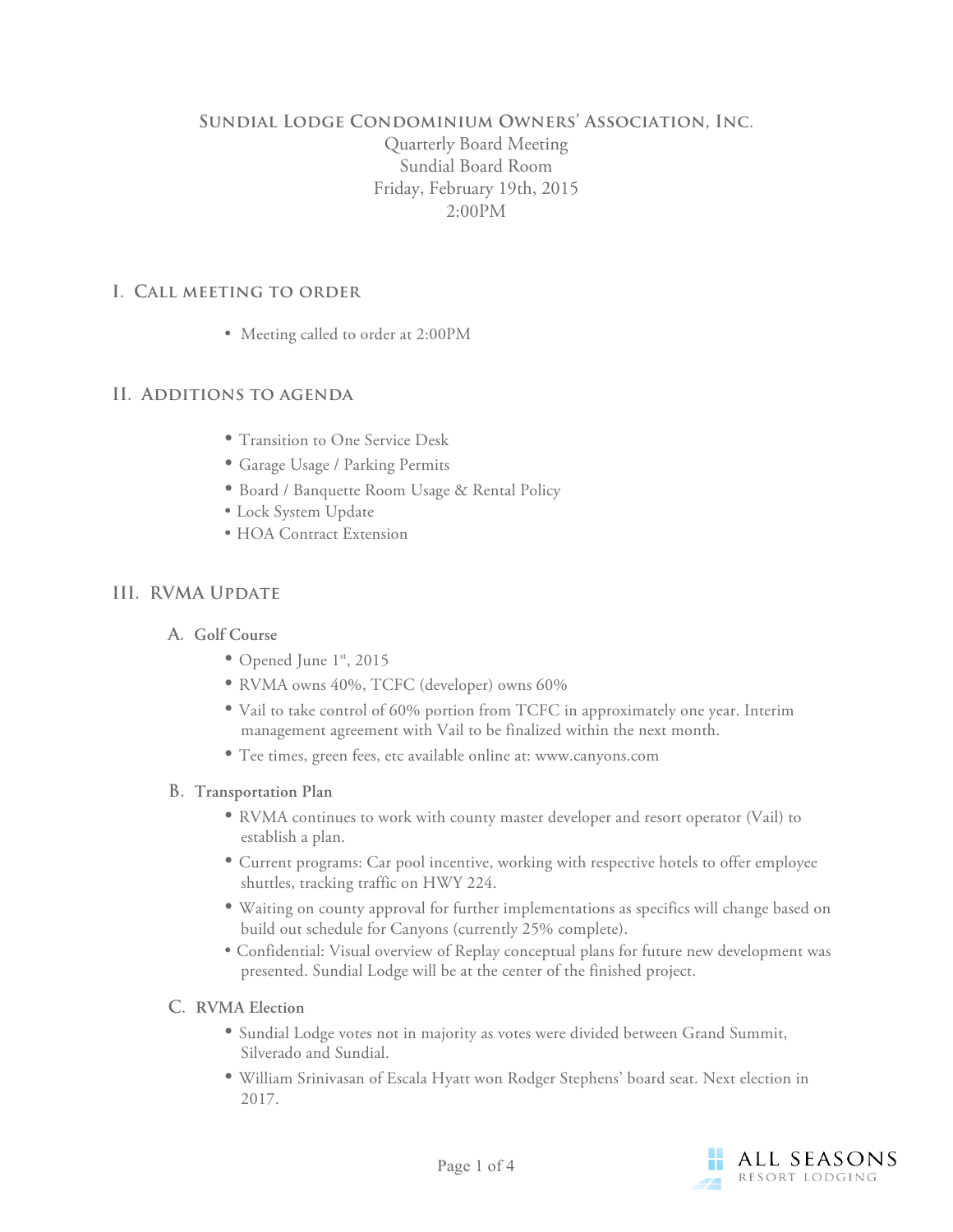# Sundial Lodge Condominium Owners' Association, Inc.

Quarterly Board Meeting
Sundial Board Room
Friday, February 19th, 2015
2:00PM

## I. Call meeting to order

- Meeting called to order at 2:00PM

## II. Additions to agenda

- Transition to One Service Desk
- Garage Usage / Parking Permits
- Board / Banquette Room Usage & Rental Policy
- Lock System Update
- HOA Contract Extension

## III. RVMA Update

### A. Golf Course

- Opened June 1st, 2015
- RVMA owns 40%, TCFC (developer) owns 60%
- Vail to take control of 60% portion from TCFC in approximately one year. Interim management agreement with Vail to be finalized within the next month.
- Tee times, green fees, etc available online at: www.canyons.com

### B. Transportation Plan

- RVMA continues to work with county master developer and resort operator (Vail) to establish a plan.
- Current programs: Car pool incentive, working with respective hotels to offer employee shuttles, tracking traffic on HWY 224.
- Waiting on county approval for further implementations as specifics will change based on build out schedule for Canyons (currently 25% complete).
- Confidential: Visual overview of Replay conceptual plans for future new development was presented. Sundial Lodge will be at the center of the finished project.

### C. RVMA Election

- Sundial Lodge votes not in majority as votes were divided between Grand Summit, Silverado and Sundial.
- William Srinivasan of Escala Hyatt won Rodger Stephens' board seat. Next election in 2017.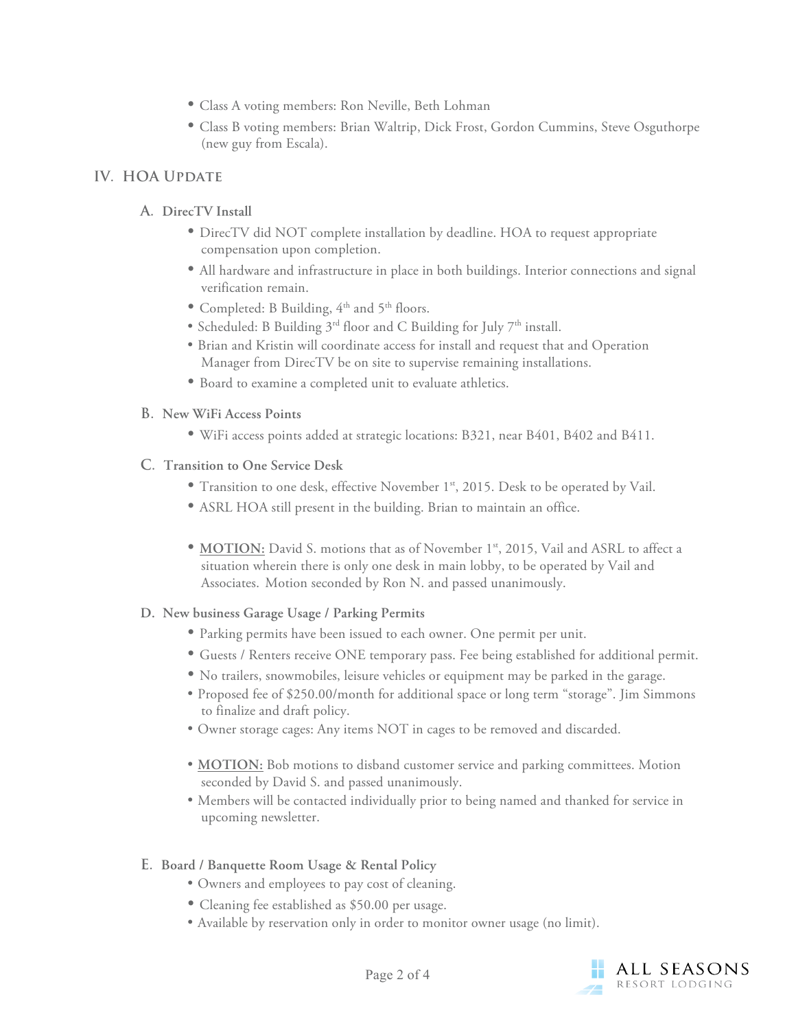- Class A voting members: Ron Neville, Beth Lohman
- Class B voting members: Brian Waltrip, Dick Frost, Gordon Cummins, Steve Osguthorpe (new guy from Escala).

## IV. HOA Update

### A. DirecTV Install

- DirecTV did NOT complete installation by deadline. HOA to request appropriate compensation upon completion.
- All hardware and infrastructure in place in both buildings. Interior connections and signal verification remain.
- Completed: B Building, 4th and 5th floors.
- Scheduled: B Building 3rd floor and C Building for July 7th install.
- Brian and Kristin will coordinate access for install and request that and Operation Manager from DirecTV be on site to supervise remaining installations.
- Board to examine a completed unit to evaluate athletics.

### B. New WiFi Access Points

- WiFi access points added at strategic locations: B321, near B401, B402 and B411.

### C. Transition to One Service Desk

- Transition to one desk, effective November 1st, 2015. Desk to be operated by Vail.
- ASRL HOA still present in the building. Brian to maintain an office.

- **MOTION:** David S. motions that as of November 1st, 2015, Vail and ASRL to affect a situation wherein there is only one desk in main lobby, to be operated by Vail and Associates. Motion seconded by Ron N. and passed unanimously.

### D. New business Garage Usage / Parking Permits

- Parking permits have been issued to each owner. One permit per unit.
- Guests / Renters receive ONE temporary pass. Fee being established for additional permit.
- No trailers, snowmobiles, leisure vehicles or equipment may be parked in the garage.
- Proposed fee of $250.00/month for additional space or long term "storage". Jim Simmons to finalize and draft policy.
- Owner storage cages: Any items NOT in cages to be removed and discarded.

- **MOTION:** Bob motions to disband customer service and parking committees. Motion seconded by David S. and passed unanimously.
- Members will be contacted individually prior to being named and thanked for service in upcoming newsletter.

### E. Board / Banquette Room Usage & Rental Policy

- Owners and employees to pay cost of cleaning.
- Cleaning fee established as $50.00 per usage.
- Available by reservation only in order to monitor owner usage (no limit).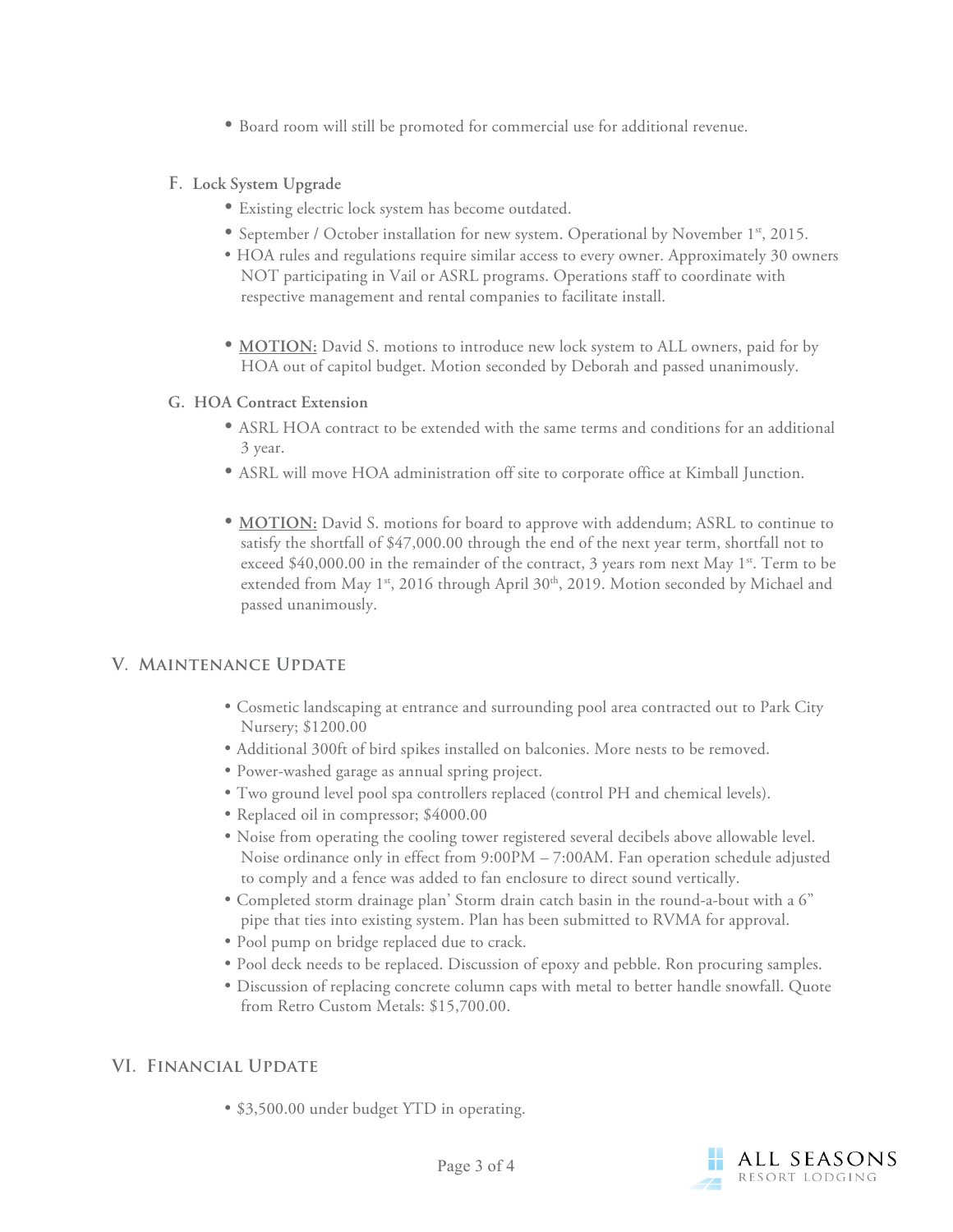- Board room will still be promoted for commercial use for additional revenue.

### F. Lock System Upgrade

- Existing electric lock system has become outdated.
- September / October installation for new system. Operational by November 1st, 2015.
- HOA rules and regulations require similar access to every owner. Approximately 30 owners NOT participating in Vail or ASRL programs. Operations staff to coordinate with respective management and rental companies to facilitate install.

- **MOTION:** David S. motions to introduce new lock system to ALL owners, paid for by HOA out of capitol budget. Motion seconded by Deborah and passed unanimously.

### G. HOA Contract Extension

- ASRL HOA contract to be extended with the same terms and conditions for an additional 3 year.
- ASRL will move HOA administration off site to corporate office at Kimball Junction.

- **MOTION:** David S. motions for board to approve with addendum; ASRL to continue to satisfy the shortfall of $47,000.00 through the end of the next year term, shortfall not to exceed $40,000.00 in the remainder of the contract, 3 years rom next May 1st. Term to be extended from May 1st, 2016 through April 30th, 2019. Motion seconded by Michael and passed unanimously.

## V. Maintenance Update

- Cosmetic landscaping at entrance and surrounding pool area contracted out to Park City Nursery; $1200.00
- Additional 300ft of bird spikes installed on balconies. More nests to be removed.
- Power-washed garage as annual spring project.
- Two ground level pool spa controllers replaced (control PH and chemical levels).
- Replaced oil in compressor; $4000.00
- Noise from operating the cooling tower registered several decibels above allowable level. Noise ordinance only in effect from 9:00PM – 7:00AM. Fan operation schedule adjusted to comply and a fence was added to fan enclosure to direct sound vertically.
- Completed storm drainage plan' Storm drain catch basin in the round-a-bout with a 6" pipe that ties into existing system. Plan has been submitted to RVMA for approval.
- Pool pump on bridge replaced due to crack.
- Pool deck needs to be replaced. Discussion of epoxy and pebble. Ron procuring samples.
- Discussion of replacing concrete column caps with metal to better handle snowfall. Quote from Retro Custom Metals: $15,700.00.

## VI. Financial Update

- $3,500.00 under budget YTD in operating.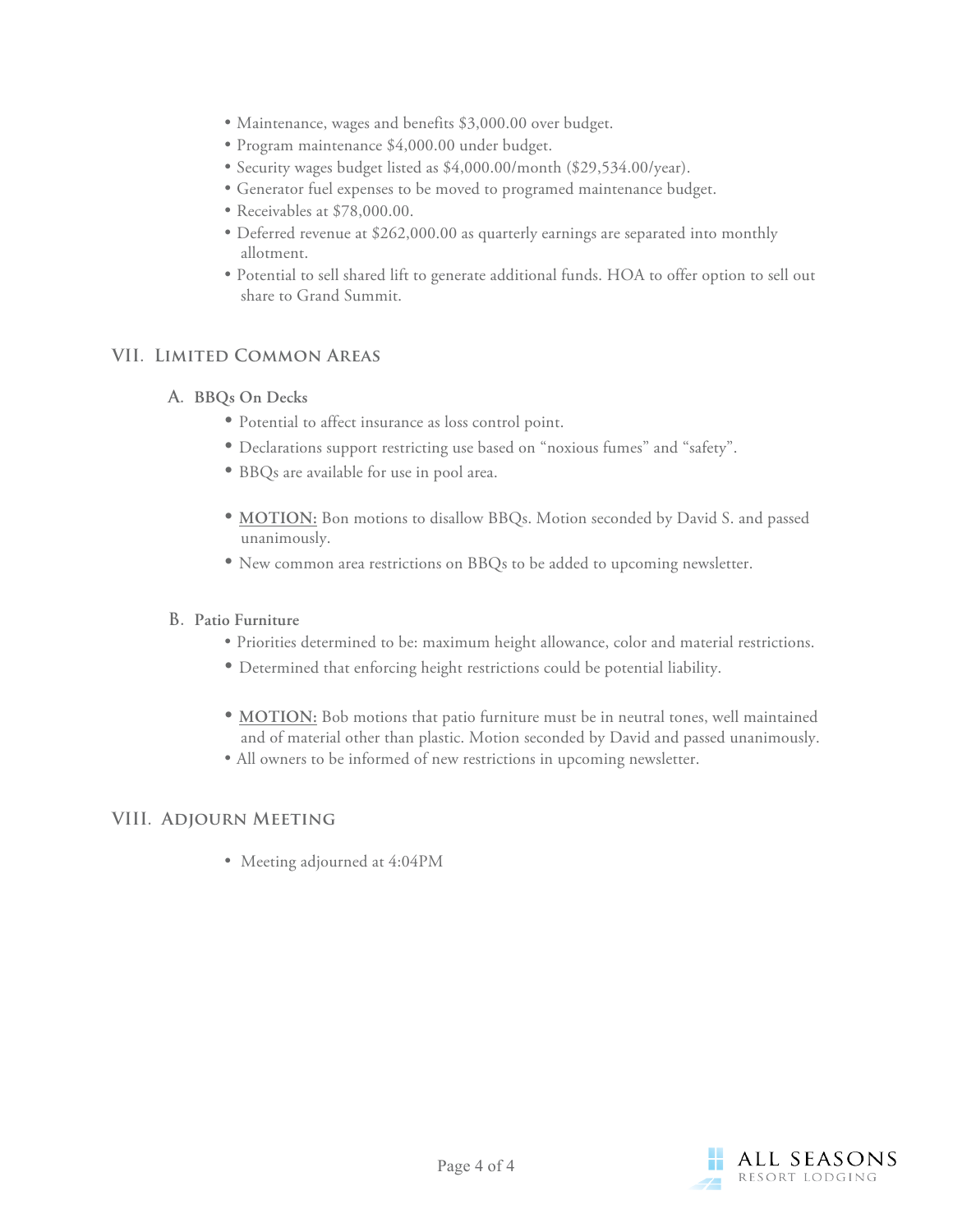- Maintenance, wages and benefits $3,000.00 over budget.
- Program maintenance $4,000.00 under budget.
- Security wages budget listed as $4,000.00/month ($29,534.00/year).
- Generator fuel expenses to be moved to programed maintenance budget.
- Receivables at $78,000.00.
- Deferred revenue at $262,000.00 as quarterly earnings are separated into monthly allotment.
- Potential to sell shared lift to generate additional funds. HOA to offer option to sell out share to Grand Summit.

## VII. Limited Common Areas

### A. BBQs On Decks

- Potential to affect insurance as loss control point.
- Declarations support restricting use based on "noxious fumes" and "safety".
- BBQs are available for use in pool area.

- **MOTION:** Bon motions to disallow BBQs. Motion seconded by David S. and passed unanimously.
- New common area restrictions on BBQs to be added to upcoming newsletter.

### B. Patio Furniture

- Priorities determined to be: maximum height allowance, color and material restrictions.
- Determined that enforcing height restrictions could be potential liability.

- **MOTION:** Bob motions that patio furniture must be in neutral tones, well maintained and of material other than plastic. Motion seconded by David and passed unanimously.
- All owners to be informed of new restrictions in upcoming newsletter.

## VIII. Adjourn Meeting

- Meeting adjourned at 4:04PM